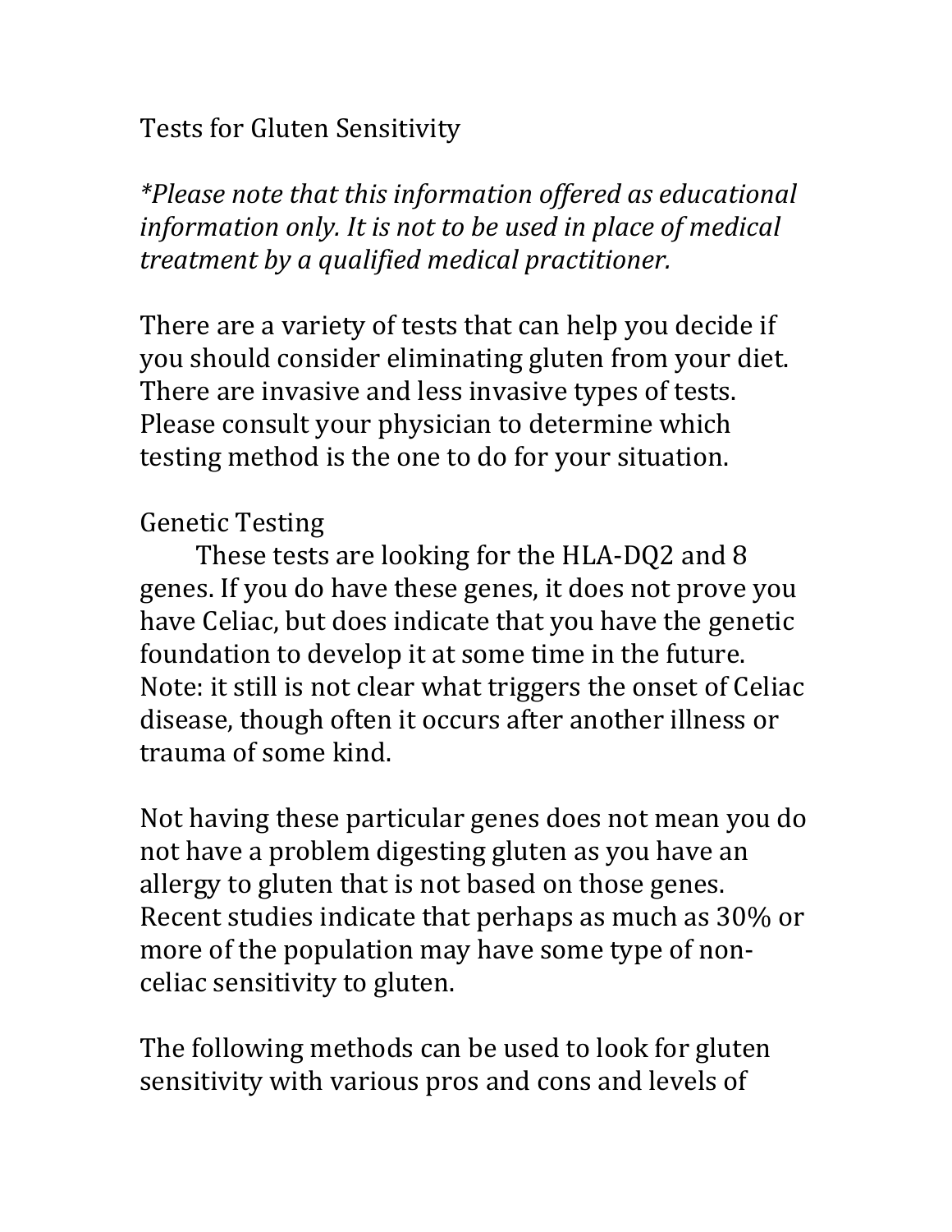# Tests for Gluten Sensitivity

*\*Please note that this information offered as educational information only. It is not to be used in place of medical treatment by a qualified medical practitioner.*

There are a variety of tests that can help you decide if you should consider eliminating gluten from your diet. There are invasive and less invasive types of tests. Please consult your physician to determine which testing method is the one to do for your situation.

## Genetic Testing

These tests are looking for the HLA-DQ2 and 8 genes. If you do have these genes, it does not prove you have Celiac, but does indicate that you have the genetic foundation to develop it at some time in the future. Note: it still is not clear what triggers the onset of Celiac disease, though often it occurs after another illness or trauma of some kind.

Not having these particular genes does not mean you do not have a problem digesting gluten as you have an allergy to gluten that is not based on those genes. Recent studies indicate that perhaps as much as 30% or more of the population may have some type of non-celiac sensitivity to gluten.

The following methods can be used to look for gluten sensitivity with various pros and cons and levels of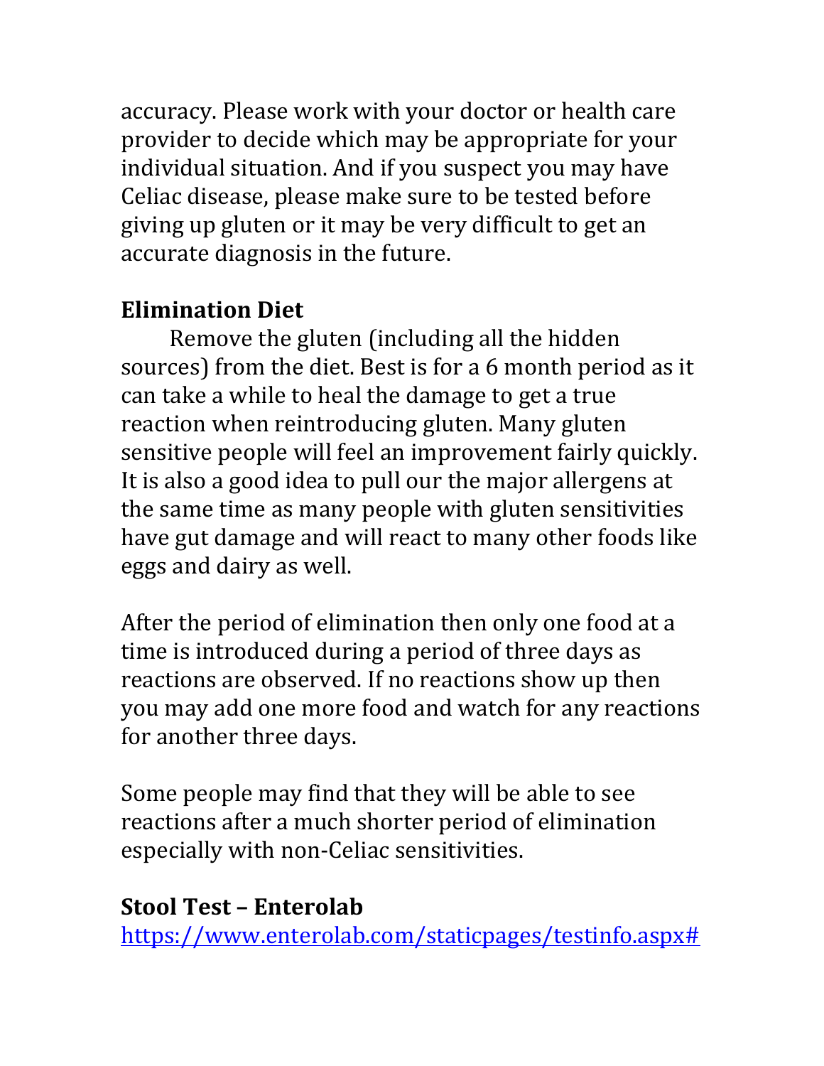accuracy. Please work with your doctor or health care provider to decide which may be appropriate for your individual situation. And if you suspect you may have Celiac disease, please make sure to be tested before giving up gluten or it may be very difficult to get an accurate diagnosis in the future.

**Elimination Diet**

Remove the gluten (including all the hidden sources) from the diet. Best is for a 6 month period as it can take a while to heal the damage to get a true reaction when reintroducing gluten. Many gluten sensitive people will feel an improvement fairly quickly. It is also a good idea to pull our the major allergens at the same time as many people with gluten sensitivities have gut damage and will react to many other foods like eggs and dairy as well.

After the period of elimination then only one food at a time is introduced during a period of three days as reactions are observed. If no reactions show up then you may add one more food and watch for any reactions for another three days.

Some people may find that they will be able to see reactions after a much shorter period of elimination especially with non-Celiac sensitivities.

**Stool Test – Enterolab**

[https://www.enterolab.com/staticpages/testinfo.aspx#](https://www.enterolab.com/staticpages/testinfo.aspx#)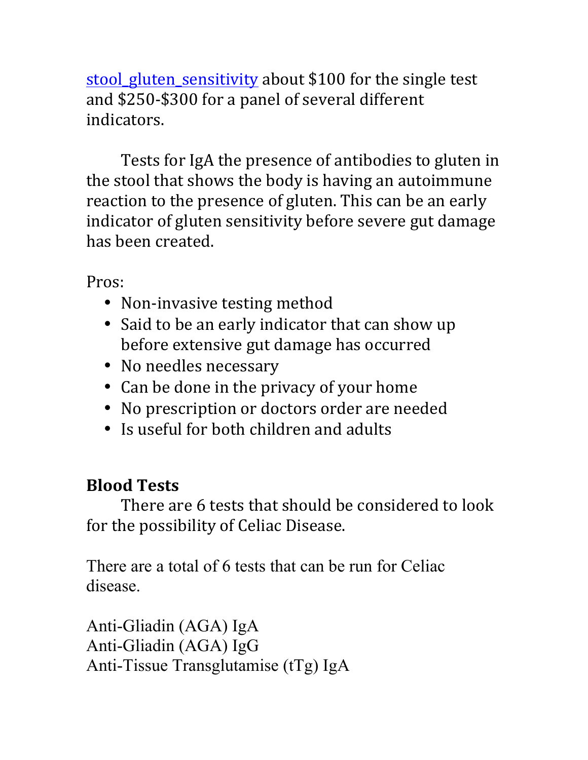stool_gluten_sensitivity about $100 for the single test and $250-$300 for a panel of several different indicators.

Tests for IgA the presence of antibodies to gluten in the stool that shows the body is having an autoimmune reaction to the presence of gluten. This can be an early indicator of gluten sensitivity before severe gut damage has been created.

Pros:

- Non-invasive testing method
- Said to be an early indicator that can show up before extensive gut damage has occurred
- No needles necessary
- Can be done in the privacy of your home
- No prescription or doctors order are needed
- Is useful for both children and adults

**Blood Tests**

There are 6 tests that should be considered to look for the possibility of Celiac Disease.

There are a total of 6 tests that can be run for Celiac disease.

Anti-Gliadin (AGA) IgA
Anti-Gliadin (AGA) IgG
Anti-Tissue Transglutamise (tTg) IgA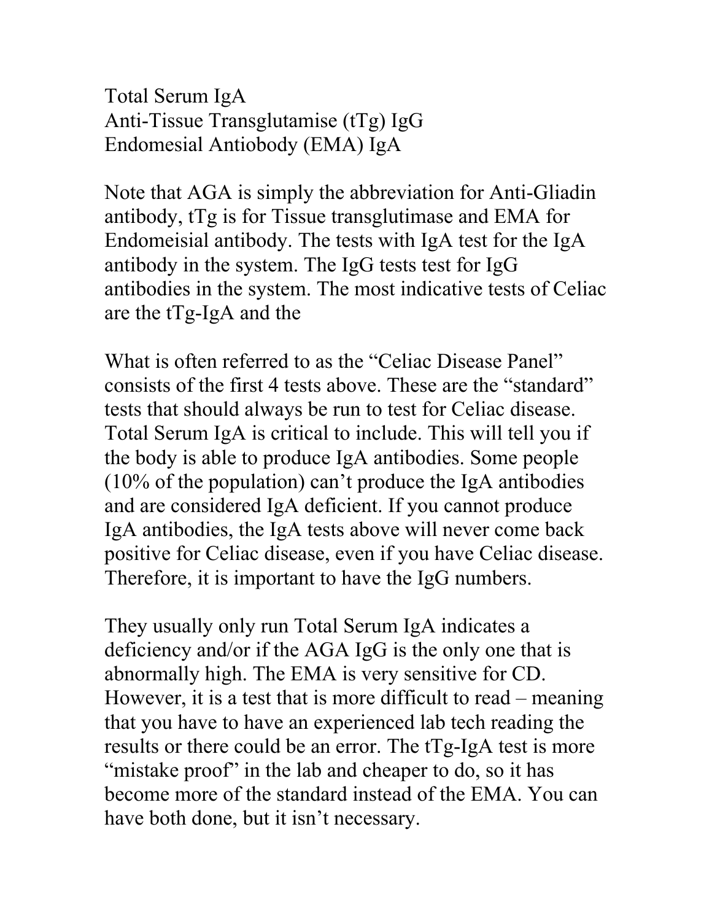Total Serum IgA
Anti-Tissue Transglutamise (tTg) IgG
Endomesial Antiobody (EMA) IgA

Note that AGA is simply the abbreviation for Anti-Gliadin antibody, tTg is for Tissue transglutimase and EMA for Endomeisial antibody. The tests with IgA test for the IgA antibody in the system. The IgG tests test for IgG antibodies in the system. The most indicative tests of Celiac are the tTg-IgA and the

What is often referred to as the "Celiac Disease Panel" consists of the first 4 tests above. These are the "standard" tests that should always be run to test for Celiac disease. Total Serum IgA is critical to include. This will tell you if the body is able to produce IgA antibodies. Some people (10% of the population) can't produce the IgA antibodies and are considered IgA deficient. If you cannot produce IgA antibodies, the IgA tests above will never come back positive for Celiac disease, even if you have Celiac disease. Therefore, it is important to have the IgG numbers.

They usually only run Total Serum IgA indicates a deficiency and/or if the AGA IgG is the only one that is abnormally high. The EMA is very sensitive for CD. However, it is a test that is more difficult to read – meaning that you have to have an experienced lab tech reading the results or there could be an error. The tTg-IgA test is more "mistake proof" in the lab and cheaper to do, so it has become more of the standard instead of the EMA. You can have both done, but it isn't necessary.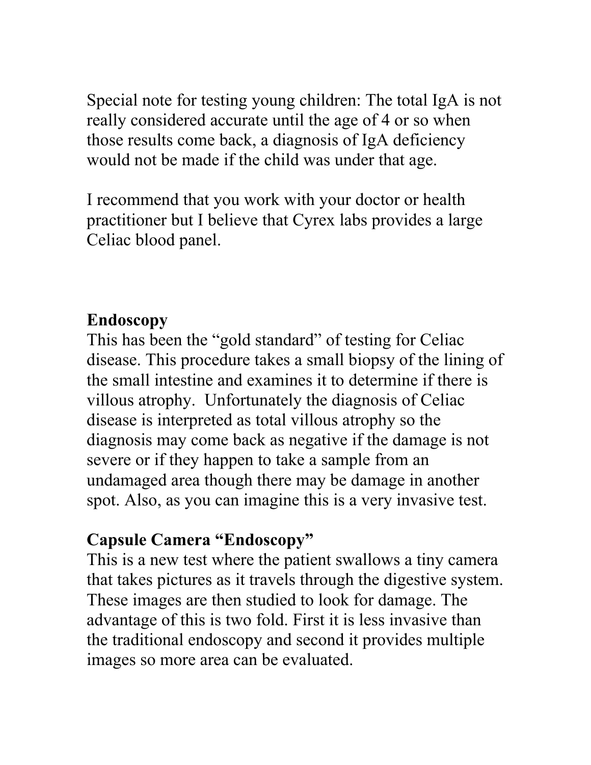Special note for testing young children: The total IgA is not really considered accurate until the age of 4 or so when those results come back, a diagnosis of IgA deficiency would not be made if the child was under that age.

I recommend that you work with your doctor or health practitioner but I believe that Cyrex labs provides a large Celiac blood panel.

**Endoscopy**

This has been the "gold standard" of testing for Celiac disease. This procedure takes a small biopsy of the lining of the small intestine and examines it to determine if there is villous atrophy. Unfortunately the diagnosis of Celiac disease is interpreted as total villous atrophy so the diagnosis may come back as negative if the damage is not severe or if they happen to take a sample from an undamaged area though there may be damage in another spot. Also, as you can imagine this is a very invasive test.

**Capsule Camera "Endoscopy"**

This is a new test where the patient swallows a tiny camera that takes pictures as it travels through the digestive system. These images are then studied to look for damage. The advantage of this is two fold. First it is less invasive than the traditional endoscopy and second it provides multiple images so more area can be evaluated.